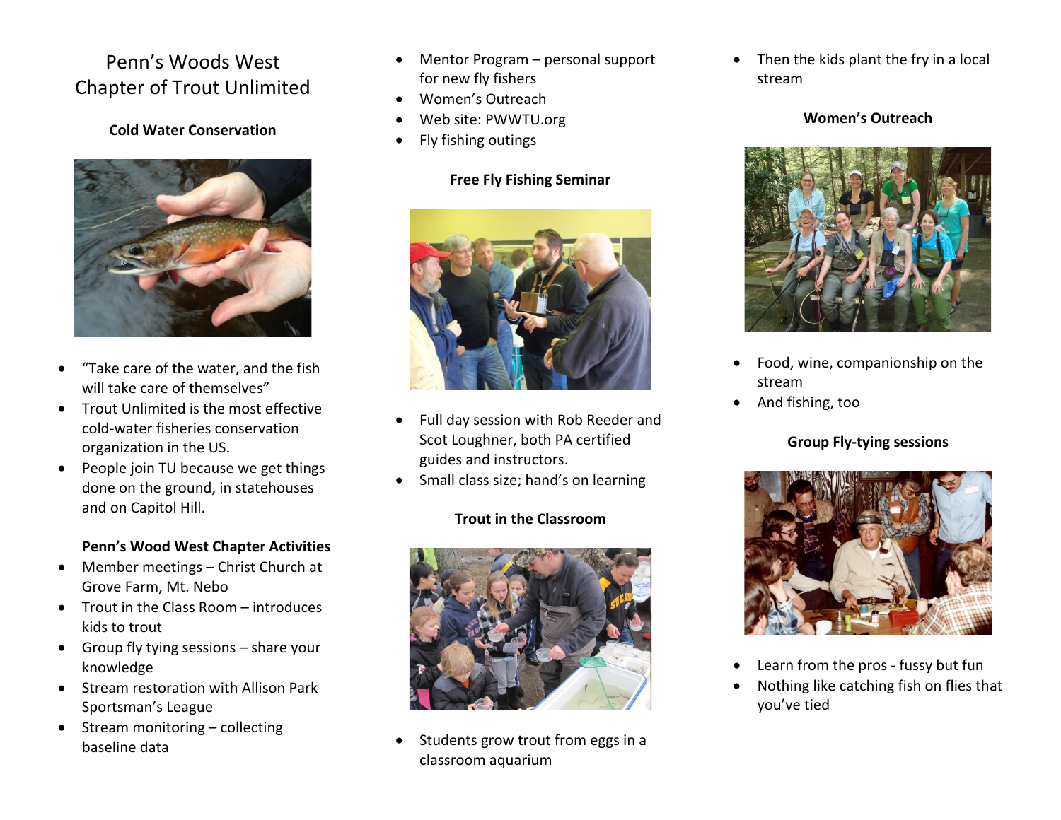# Penn's Woods West Chapter of Trout Unlimited

**Cold Water Conservation**

- "Take care of the water, and the fish will take care of themselves"
- Trout Unlimited is the most effective cold-water fisheries conservation organization in the US.
- People join TU because we get things done on the ground, in statehouses and on Capitol Hill.

**Penn's Wood West Chapter Activities**

- Member meetings – Christ Church at Grove Farm, Mt. Nebo
- Trout in the Class Room – introduces kids to trout
- Group fly tying sessions – share your knowledge
- Stream restoration with Allison Park Sportsman's League
- Stream monitoring – collecting baseline data
- Mentor Program – personal support for new fly fishers
- Women's Outreach
- Web site: PWWTU.org
- Fly fishing outings

**Free Fly Fishing Seminar**

- Full day session with Rob Reeder and Scot Loughner, both PA certified guides and instructors.
- Small class size; hand's on learning

**Trout in the Classroom**

- Students grow trout from eggs in a classroom aquarium
- Then the kids plant the fry in a local stream

**Women's Outreach**

- Food, wine, companionship on the stream
- And fishing, too

**Group Fly-tying sessions**

- Learn from the pros - fussy but fun
- Nothing like catching fish on flies that you've tied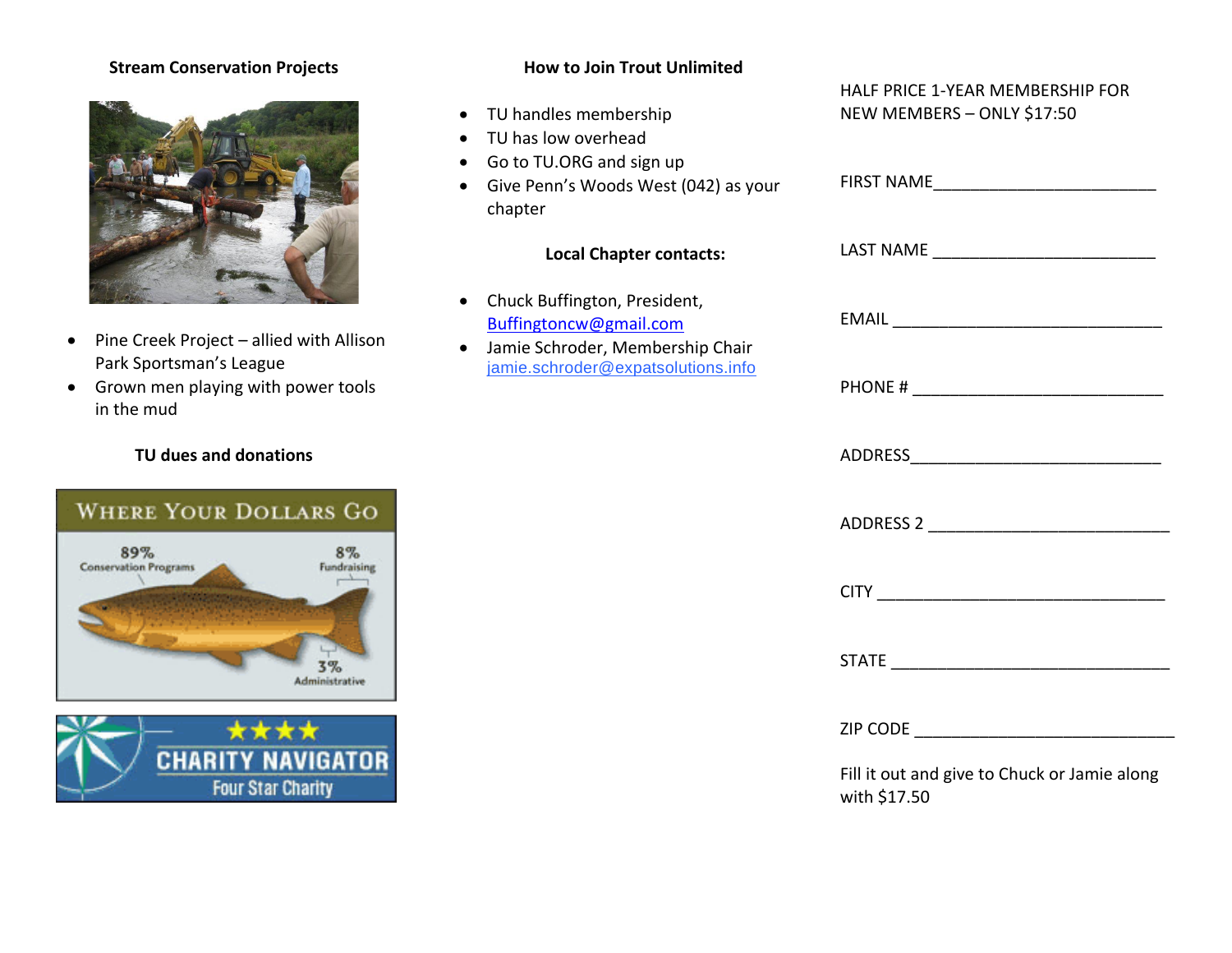### Stream Conservation Projects

- Pine Creek Project – allied with Allison Park Sportsman's League
- Grown men playing with power tools in the mud

### TU dues and donations

WHERE YOUR DOLLARS GO

89% Conservation Programs

8% Fundraising

3% Administrative

CHARITY NAVIGATOR

Four Star Charity

### How to Join Trout Unlimited

- TU handles membership
- TU has low overhead
- Go to TU.ORG and sign up
- Give Penn's Woods West (042) as your chapter

### Local Chapter contacts:

- Chuck Buffington, President, Buffingtoncw@gmail.com
- Jamie Schroder, Membership Chair jamie.schroder@expatsolutions.info

HALF PRICE 1-YEAR MEMBERSHIP FOR NEW MEMBERS – ONLY $17:50

FIRST NAME________________________

LAST NAME ________________________

EMAIL ____________________________

PHONE # __________________________

ADDRESS__________________________

ADDRESS 2 ________________________

CITY _____________________________

STATE ____________________________

ZIP CODE _________________________

Fill it out and give to Chuck or Jamie along with $17.50